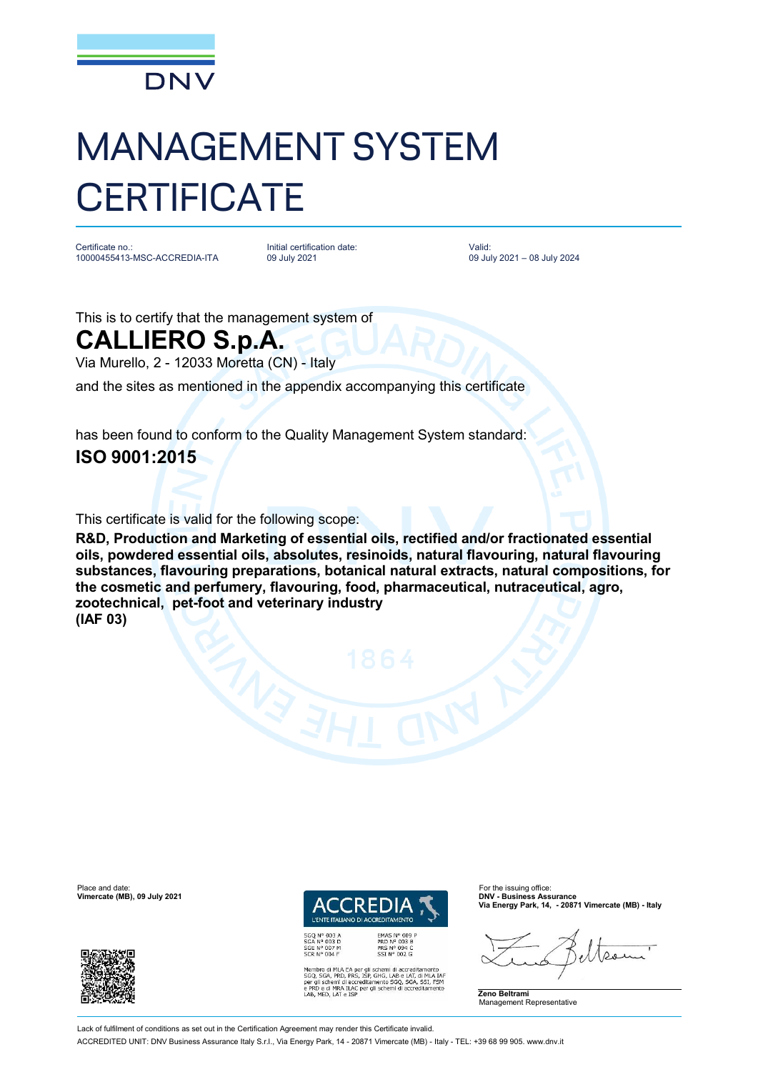DNV

# MANAGEMENT SYSTEM CERTIFICATE

Certificate no.:
10000455413-MSC-ACCREDIA-ITA

Initial certification date:
09 July 2021

Valid:
09 July 2021 – 08 July 2024

This is to certify that the management system of

## CALLIERO S.p.A.

Via Murello, 2 - 12033 Moretta (CN) - Italy

and the sites as mentioned in the appendix accompanying this certificate

has been found to conform to the Quality Management System standard:

**ISO 9001:2015**

This certificate is valid for the following scope:

**R&D, Production and Marketing of essential oils, rectified and/or fractionated essential oils, powdered essential oils, absolutes, resinoids, natural flavouring, natural flavouring substances, flavouring preparations, botanical natural extracts, natural compositions, for the cosmetic and perfumery, flavouring, food, pharmaceutical, nutraceutical, agro, zootechnical, pet-foot and veterinary industry**
**(IAF 03)**

Place and date:
**Vimercate (MB), 09 July 2021**

ACCREDIA
L'ENTE ITALIANO DI ACCREDITAMENTO

SGQ N° 003 A
SGA N° 003 D
SGE N° 007 M
SCR N° 004 F

EMAS N° 009 P
PRD N° 003 B
PRS N° 094 C
SSI N° 002 G

Membro di MLA EA per gli schemi di accreditamento SGQ, SGA, PRD, PRS, ISP, GHG, LAB e LAT, di MLA IAF per gli schemi di accreditamento SGQ, SGA, SSI, FSM e PRD e di MRA ILAC per gli schemi di accreditamento LAB, MED, LAT e ISP

For the issuing office:
**DNV - Business Assurance**
**Via Energy Park, 14, - 20871 Vimercate (MB) - Italy**

**Zeno Beltrami**
Management Representative

Lack of fulfilment of conditions as set out in the Certification Agreement may render this Certificate invalid.

ACCREDITED UNIT: DNV Business Assurance Italy S.r.l., Via Energy Park, 14 - 20871 Vimercate (MB) - Italy - TEL: +39 68 99 905. www.dnv.it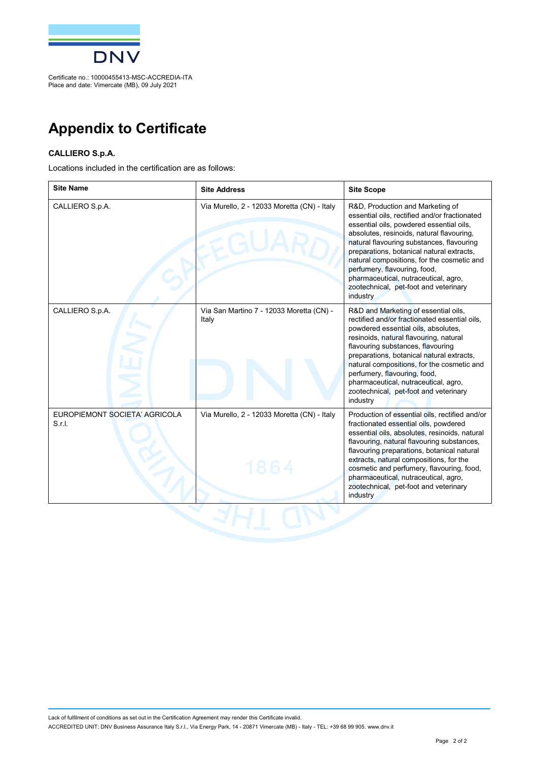Certificate no.: 10000455413-MSC-ACCREDIA-ITA
Place and date: Vimercate (MB), 09 July 2021

# Appendix to Certificate

**CALLIERO S.p.A.**

Locations included in the certification are as follows:

| Site Name | Site Address | Site Scope |
|---|---|---|
| CALLIERO S.p.A. | Via Murello, 2 - 12033 Moretta (CN) - Italy | R&D, Production and Marketing of essential oils, rectified and/or fractionated essential oils, powdered essential oils, absolutes, resinoids, natural flavouring, natural flavouring substances, flavouring preparations, botanical natural extracts, natural compositions, for the cosmetic and perfumery, flavouring, food, pharmaceutical, nutraceutical, agro, zootechnical, pet-foot and veterinary industry |
| CALLIERO S.p.A. | Via San Martino 7 - 12033 Moretta (CN) - Italy | R&D and Marketing of essential oils, rectified and/or fractionated essential oils, powdered essential oils, absolutes, resinoids, natural flavouring, natural flavouring substances, flavouring preparations, botanical natural extracts, natural compositions, for the cosmetic and perfumery, flavouring, food, pharmaceutical, nutraceutical, agro, zootechnical, pet-foot and veterinary industry |
| EUROPIEMONT SOCIETA' AGRICOLA S.r.l. | Via Murello, 2 - 12033 Moretta (CN) - Italy | Production of essential oils, rectified and/or fractionated essential oils, powdered essential oils, absolutes, resinoids, natural flavouring, natural flavouring substances, flavouring preparations, botanical natural extracts, natural compositions, for the cosmetic and perfumery, flavouring, food, pharmaceutical, nutraceutical, agro, zootechnical, pet-foot and veterinary industry |

Lack of fulfilment of conditions as set out in the Certification Agreement may render this Certificate invalid.
ACCREDITED UNIT: DNV Business Assurance Italy S.r.l., Via Energy Park, 14 - 20871 Vimercate (MB) - Italy - TEL: +39 68 99 905. www.dnv.it